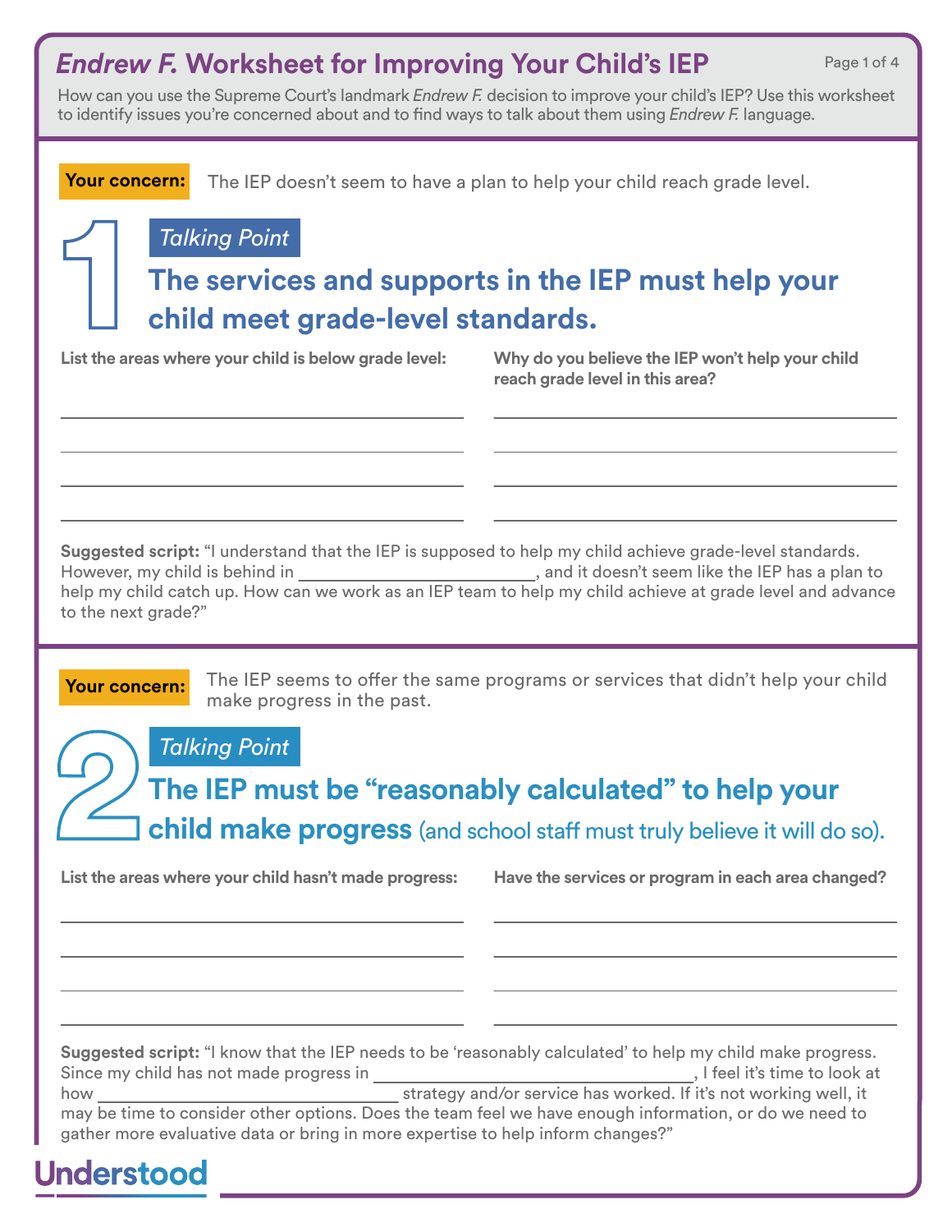# *Endrew F.* Worksheet for Improving Your Child's IEP

How can you use the Supreme Court's landmark *Endrew F.* decision to improve your child's IEP? Use this worksheet to identify issues you're concerned about and to find ways to talk about them using *Endrew F.* language.

---

**Your concern:** The IEP doesn't seem to have a plan to help your child reach grade level.

## 1

*Talking Point*

## The services and supports in the IEP must help your child meet grade-level standards.

| List the areas where your child is below grade level: | Why do you believe the IEP won't help your child reach grade level in this area? |
|---|---|
| | |
| | |
| | |
| | |

**Suggested script:** "I understand that the IEP is supposed to help my child achieve grade-level standards. However, my child is behind in ________________________, and it doesn't seem like the IEP has a plan to help my child catch up. How can we work as an IEP team to help my child achieve at grade level and advance to the next grade?"

---

**Your concern:** The IEP seems to offer the same programs or services that didn't help your child make progress in the past.

## 2

*Talking Point*

## The IEP must be "reasonably calculated" to help your child make progress (and school staff must truly believe it will do so).

| List the areas where your child hasn't made progress: | Have the services or program in each area changed? |
|---|---|
| | |
| | |
| | |
| | |

**Suggested script:** "I know that the IEP needs to be 'reasonably calculated' to help my child make progress. Since my child has not made progress in ________________________________, I feel it's time to look at how ________________________________ strategy and/or service has worked. If it's not working well, it may be time to consider other options. Does the team feel we have enough information, or do we need to gather more evaluative data or bring in more expertise to help inform changes?"

Understood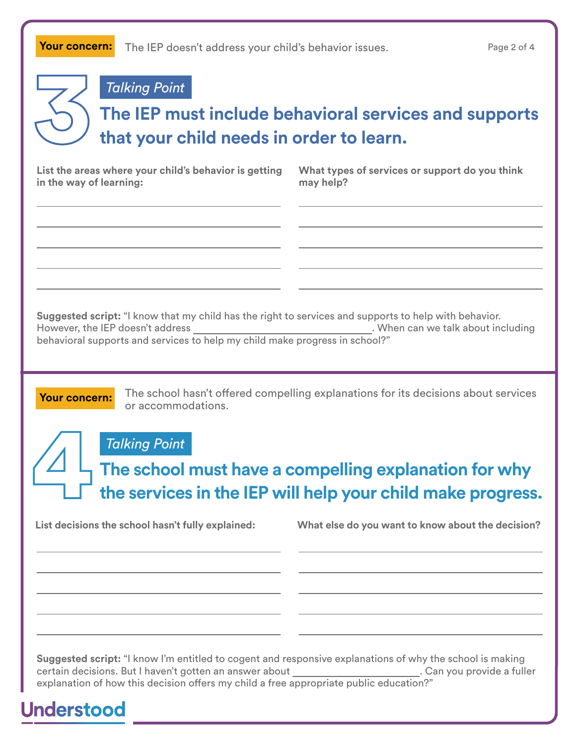**Your concern:** The IEP doesn't address your child's behavior issues.

## 3

*Talking Point*

## The IEP must include behavioral services and supports that your child needs in order to learn.

**List the areas where your child's behavior is getting in the way of learning:**

______________________________

______________________________

______________________________

______________________________

______________________________

**What types of services or support do you think may help?**

______________________________

______________________________

______________________________

______________________________

______________________________

**Suggested script:** "I know that my child has the right to services and supports to help with behavior. However, the IEP doesn't address ______________________________. When can we talk about including behavioral supports and services to help my child make progress in school?"

---

**Your concern:** The school hasn't offered compelling explanations for its decisions about services or accommodations.

## 4

*Talking Point*

## The school must have a compelling explanation for why the services in the IEP will help your child make progress.

**List decisions the school hasn't fully explained:**

______________________________

______________________________

______________________________

______________________________

______________________________

**What else do you want to know about the decision?**

______________________________

______________________________

______________________________

______________________________

______________________________

**Suggested script:** "I know I'm entitled to cogent and responsive explanations of why the school is making certain decisions. But I haven't gotten an answer about ______________________. Can you provide a fuller explanation of how this decision offers my child a free appropriate public education?"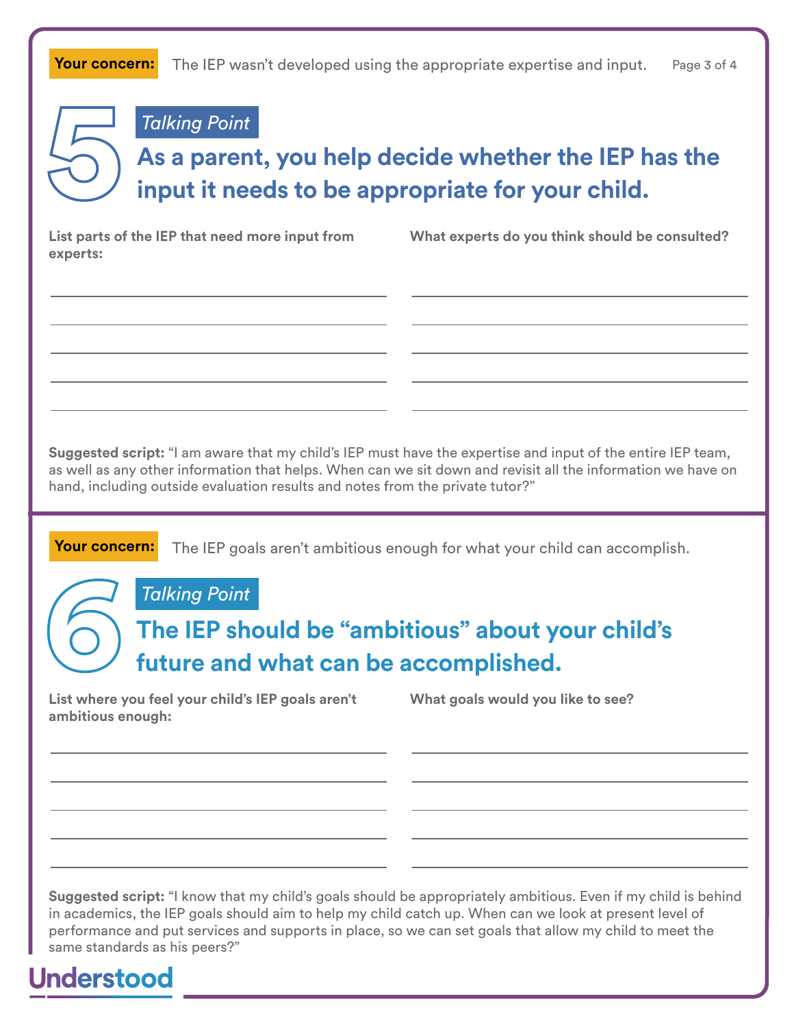**Your concern:** The IEP wasn't developed using the appropriate expertise and input.

## 5

*Talking Point*

## As a parent, you help decide whether the IEP has the input it needs to be appropriate for your child.

**List parts of the IEP that need more input from experts:**

**What experts do you think should be consulted?**

**Suggested script:** "I am aware that my child's IEP must have the expertise and input of the entire IEP team, as well as any other information that helps. When can we sit down and revisit all the information we have on hand, including outside evaluation results and notes from the private tutor?"

---

**Your concern:** The IEP goals aren't ambitious enough for what your child can accomplish.

## 6

*Talking Point*

## The IEP should be "ambitious" about your child's future and what can be accomplished.

**List where you feel your child's IEP goals aren't ambitious enough:**

**What goals would you like to see?**

**Suggested script:** "I know that my child's goals should be appropriately ambitious. Even if my child is behind in academics, the IEP goals should aim to help my child catch up. When can we look at present level of performance and put services and supports in place, so we can set goals that allow my child to meet the same standards as his peers?"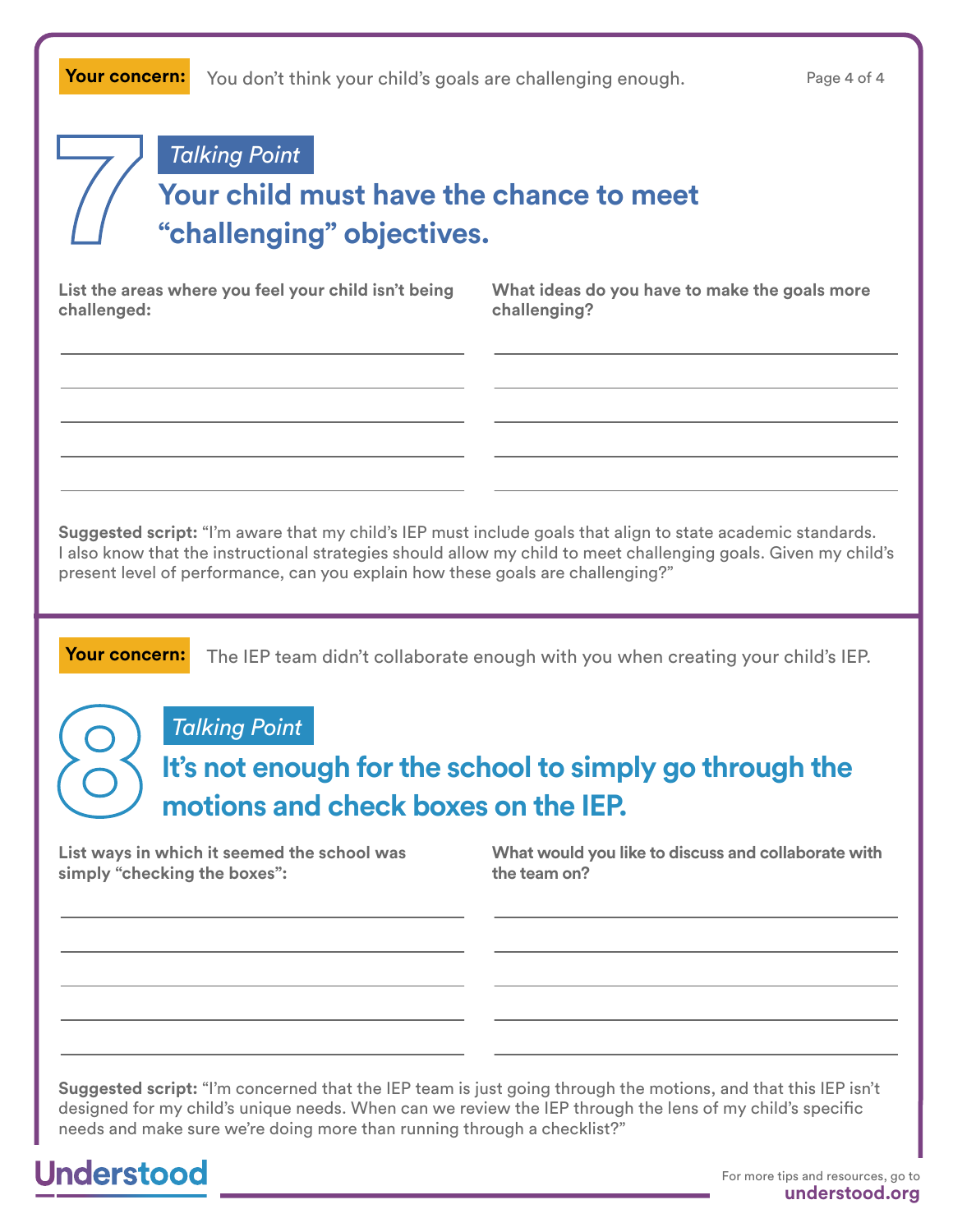**Your concern:** You don't think your child's goals are challenging enough.

## 7

*Talking Point*

## Your child must have the chance to meet "challenging" objectives.

**List the areas where you feel your child isn't being challenged:**

**What ideas do you have to make the goals more challenging?**

**Suggested script:** "I'm aware that my child's IEP must include goals that align to state academic standards. I also know that the instructional strategies should allow my child to meet challenging goals. Given my child's present level of performance, can you explain how these goals are challenging?"

**Your concern:** The IEP team didn't collaborate enough with you when creating your child's IEP.

## 8

*Talking Point*

## It's not enough for the school to simply go through the motions and check boxes on the IEP.

**List ways in which it seemed the school was simply "checking the boxes":**

**What would you like to discuss and collaborate with the team on?**

**Suggested script:** "I'm concerned that the IEP team is just going through the motions, and that this IEP isn't designed for my child's unique needs. When can we review the IEP through the lens of my child's specific needs and make sure we're doing more than running through a checklist?"

Understood

For more tips and resources, go to **understood.org**